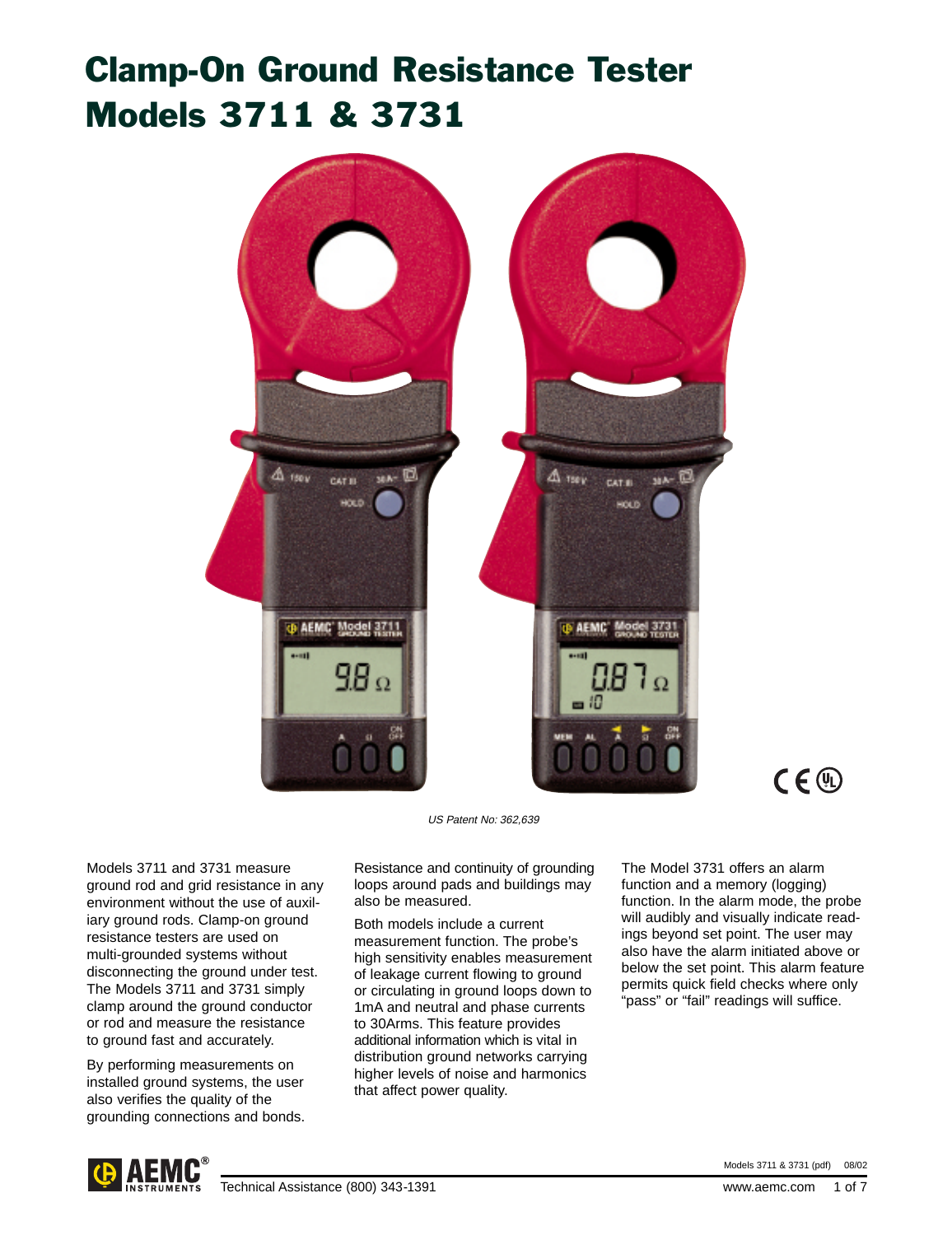# Clamp-On Ground Resistance Tester Models 3711 & 3731

*US Patent No: 362,639*

Models 3711 and 3731 measure ground rod and grid resistance in any environment without the use of auxiliary ground rods. Clamp-on ground resistance testers are used on multi-grounded systems without disconnecting the ground under test. The Models 3711 and 3731 simply clamp around the ground conductor or rod and measure the resistance to ground fast and accurately.

By performing measurements on installed ground systems, the user also verifies the quality of the grounding connections and bonds.

Resistance and continuity of grounding loops around pads and buildings may also be measured.

Both models include a current measurement function. The probe's high sensitivity enables measurement of leakage current flowing to ground or circulating in ground loops down to 1mA and neutral and phase currents to 30Arms. This feature provides additional information which is vital in distribution ground networks carrying higher levels of noise and harmonics that affect power quality.

The Model 3731 offers an alarm function and a memory (logging) function. In the alarm mode, the probe will audibly and visually indicate readings beyond set point. The user may also have the alarm initiated above or below the set point. This alarm feature permits quick field checks where only "pass" or "fail" readings will suffice.

Technical Assistance (800) 343-1391

Models 3711 & 3731 (pdf) 08/02

www.aemc.com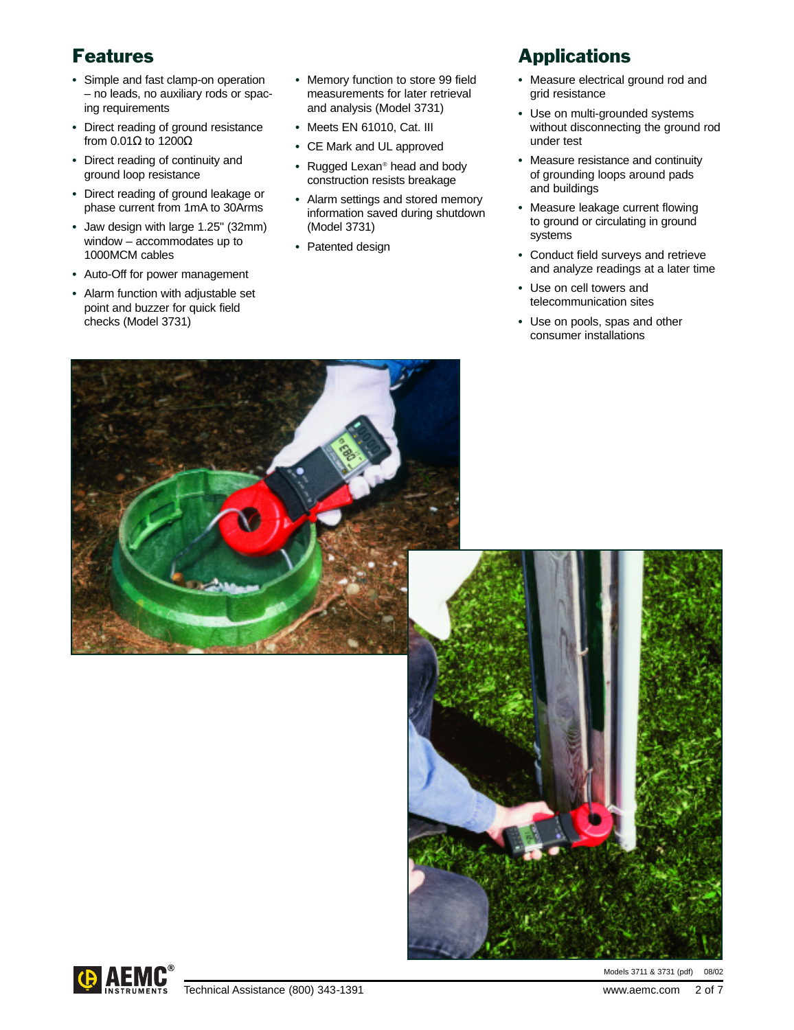## Features

- Simple and fast clamp-on operation – no leads, no auxiliary rods or spacing requirements
- Direct reading of ground resistance from 0.01Ω to 1200Ω
- Direct reading of continuity and ground loop resistance
- Direct reading of ground leakage or phase current from 1mA to 30Arms
- Jaw design with large 1.25" (32mm) window – accommodates up to 1000MCM cables
- Auto-Off for power management
- Alarm function with adjustable set point and buzzer for quick field checks (Model 3731)
- Memory function to store 99 field measurements for later retrieval and analysis (Model 3731)
- Meets EN 61010, Cat. III
- CE Mark and UL approved
- Rugged Lexan® head and body construction resists breakage
- Alarm settings and stored memory information saved during shutdown (Model 3731)
- Patented design

## Applications

- Measure electrical ground rod and grid resistance
- Use on multi-grounded systems without disconnecting the ground rod under test
- Measure resistance and continuity of grounding loops around pads and buildings
- Measure leakage current flowing to ground or circulating in ground systems
- Conduct field surveys and retrieve and analyze readings at a later time
- Use on cell towers and telecommunication sites
- Use on pools, spas and other consumer installations

Technical Assistance (800) 343-1391

Models 3711 & 3731 (pdf) 08/02

www.aemc.com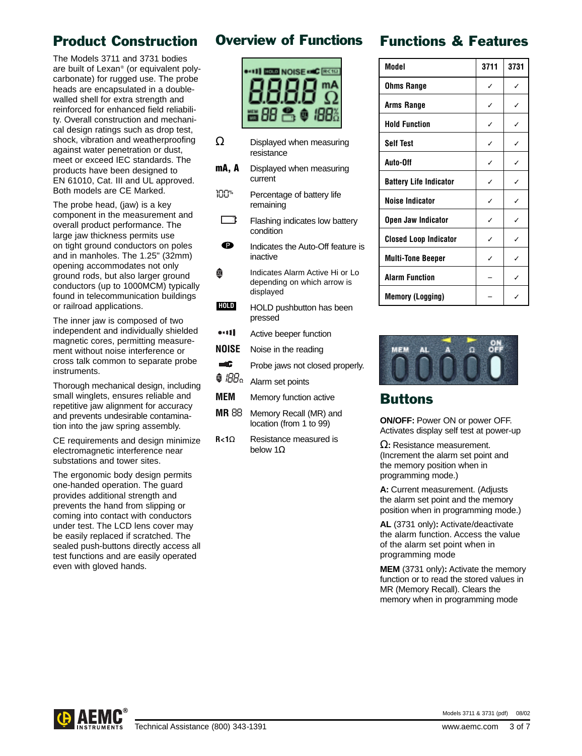## Product Construction

The Models 3711 and 3731 bodies are built of Lexan® (or equivalent polycarbonate) for rugged use. The probe heads are encapsulated in a double-walled shell for extra strength and reinforced for enhanced field reliability. Overall construction and mechanical design ratings such as drop test, shock, vibration and weatherproofing against water penetration or dust, meet or exceed IEC standards. The products have been designed to EN 61010, Cat. III and UL approved. Both models are CE Marked.

The probe head, (jaw) is a key component in the measurement and overall product performance. The large jaw thickness permits use on tight ground conductors on poles and in manholes. The 1.25" (32mm) opening accommodates not only ground rods, but also larger ground conductors (up to 1000MCM) typically found in telecommunication buildings or railroad applications.

The inner jaw is composed of two independent and individually shielded magnetic cores, permitting measurement without noise interference or cross talk common to separate probe instruments.

Thorough mechanical design, including small winglets, ensures reliable and repetitive jaw alignment for accuracy and prevents undesirable contamination into the jaw spring assembly.

CE requirements and design minimize electromagnetic interference near substations and tower sites.

The ergonomic body design permits one-handed operation. The guard provides additional strength and prevents the hand from slipping or coming into contact with conductors under test. The LCD lens cover may be easily replaced if scratched. The sealed push-buttons directly access all test functions and are easily operated even with gloved hands.

## Overview of Functions

| Symbol | Description |
|---|---|
| Ω | Displayed when measuring resistance |
| mA, A | Displayed when measuring current |
| 100% | Percentage of battery life remaining |
| (battery) | Flashing indicates low battery condition |
| P | Indicates the Auto-Off feature is inactive |
| AL | Indicates Alarm Active Hi or Lo depending on which arrow is displayed |
| HOLD | HOLD pushbutton has been pressed |
| (beeper) | Active beeper function |
| NOISE | Noise in the reading |
| (jaw) | Probe jaws not closed properly. |
| AL 188Ω | Alarm set points |
| MEM | Memory function active |
| MR 88 | Memory Recall (MR) and location (from 1 to 99) |
| R<1Ω | Resistance measured is below 1Ω |

## Functions & Features

| Model | 3711 | 3731 |
|---|---|---|
| Ohms Range | ✓ | ✓ |
| Arms Range | ✓ | ✓ |
| Hold Function | ✓ | ✓ |
| Self Test | ✓ | ✓ |
| Auto-Off | ✓ | ✓ |
| Battery Life Indicator | ✓ | ✓ |
| Noise Indicator | ✓ | ✓ |
| Open Jaw Indicator | ✓ | ✓ |
| Closed Loop Indicator | ✓ | ✓ |
| Multi-Tone Beeper | ✓ | ✓ |
| Alarm Function | – | ✓ |
| Memory (Logging) | – | ✓ |

## Buttons

**ON/OFF:** Power ON or power OFF. Activates display self test at power-up

**Ω:** Resistance measurement. (Increment the alarm set point and the memory position when in programming mode.)

**A:** Current measurement. (Adjusts the alarm set point and the memory position when in programming mode.)

**AL** (3731 only)**:** Activate/deactivate the alarm function. Access the value of the alarm set point when in programming mode

**MEM** (3731 only)**:** Activate the memory function or to read the stored values in MR (Memory Recall). Clears the memory when in programming mode

Technical Assistance (800) 343-1391

Models 3711 & 3731 (pdf) 08/02

www.aemc.com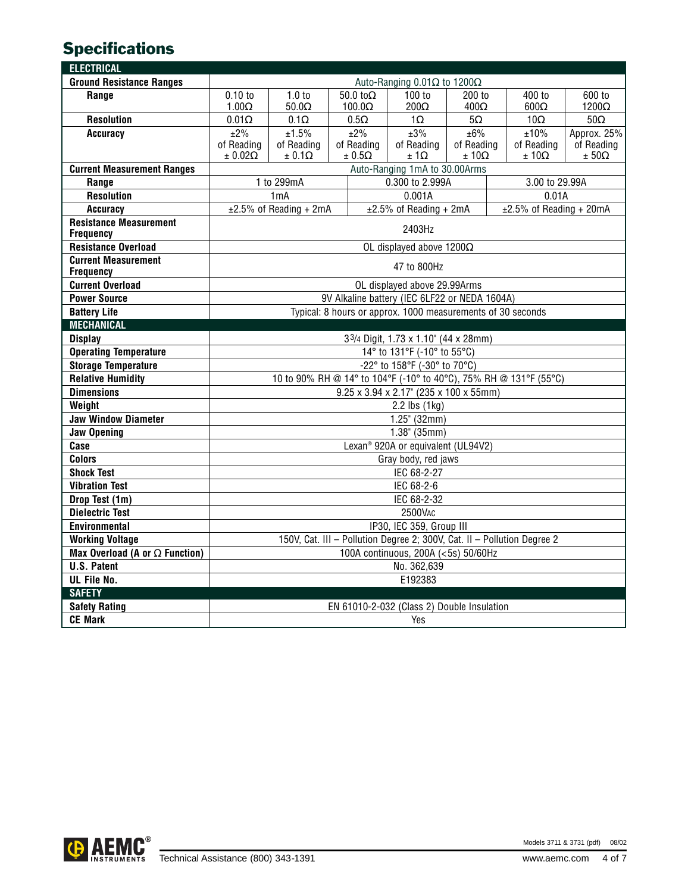## Specifications

| ELECTRICAL | | | | | | | |
|---|---|---|---|---|---|---|---|
| **Ground Resistance Ranges** | Auto-Ranging 0.01Ω to 1200Ω | | | | | | |
| **Range** | 0.10 to 1.00Ω | 1.0 to 50.0Ω | 50.0 toΩ 100.0Ω | 100 to 200Ω | 200 to 400Ω | 400 to 600Ω | 600 to 1200Ω |
| **Resolution** | 0.01Ω | 0.1Ω | 0.5Ω | 1Ω | 5Ω | 10Ω | 50Ω |
| **Accuracy** | ±2% of Reading ± 0.02Ω | ±1.5% of Reading ± 0.1Ω | ±2% of Reading ± 0.5Ω | ±3% of Reading ± 1Ω | ±6% of Reading ± 10Ω | ±10% of Reading ± 10Ω | Approx. 25% of Reading ± 50Ω |
| **Current Measurement Ranges** | Auto-Ranging 1mA to 30.00Arms | | | | | | |
| **Range** | 1 to 299mA | | 0.300 to 2.999A | | | 3.00 to 29.99A | |
| **Resolution** | 1mA | | 0.001A | | | 0.01A | |
| **Accuracy** | ±2.5% of Reading + 2mA | | ±2.5% of Reading + 2mA | | | ±2.5% of Reading + 20mA | |
| **Resistance Measurement Frequency** | 2403Hz | | | | | | |
| **Resistance Overload** | OL displayed above 1200Ω | | | | | | |
| **Current Measurement Frequency** | 47 to 800Hz | | | | | | |
| **Current Overload** | OL displayed above 29.99Arms | | | | | | |
| **Power Source** | 9V Alkaline battery (IEC 6LF22 or NEDA 1604A) | | | | | | |
| **Battery Life** | Typical: 8 hours or approx. 1000 measurements of 30 seconds | | | | | | |
| **MECHANICAL** | | | | | | | |
| **Display** | 3 3/4 Digit, 1.73 x 1.10" (44 x 28mm) | | | | | | |
| **Operating Temperature** | 14° to 131°F (-10° to 55°C) | | | | | | |
| **Storage Temperature** | -22° to 158°F (-30° to 70°C) | | | | | | |
| **Relative Humidity** | 10 to 90% RH @ 14° to 104°F (-10° to 40°C), 75% RH @ 131°F (55°C) | | | | | | |
| **Dimensions** | 9.25 x 3.94 x 2.17" (235 x 100 x 55mm) | | | | | | |
| **Weight** | 2.2 lbs (1kg) | | | | | | |
| **Jaw Window Diameter** | 1.25" (32mm) | | | | | | |
| **Jaw Opening** | 1.38" (35mm) | | | | | | |
| **Case** | Lexan® 920A or equivalent (UL94V2) | | | | | | |
| **Colors** | Gray body, red jaws | | | | | | |
| **Shock Test** | IEC 68-2-27 | | | | | | |
| **Vibration Test** | IEC 68-2-6 | | | | | | |
| **Drop Test (1m)** | IEC 68-2-32 | | | | | | |
| **Dielectric Test** | 2500VAC | | | | | | |
| **Environmental** | IP30, IEC 359, Group III | | | | | | |
| **Working Voltage** | 150V, Cat. III – Pollution Degree 2; 300V, Cat. II – Pollution Degree 2 | | | | | | |
| **Max Overload (A or Ω Function)** | 100A continuous, 200A (<5s) 50/60Hz | | | | | | |
| **U.S. Patent** | No. 362,639 | | | | | | |
| **UL File No.** | E192383 | | | | | | |
| **SAFETY** | | | | | | | |
| **Safety Rating** | EN 61010-2-032 (Class 2) Double Insulation | | | | | | |
| **CE Mark** | Yes | | | | | | |

Technical Assistance (800) 343-1391 www.aemc.com Models 3711 & 3731 (pdf) 08/02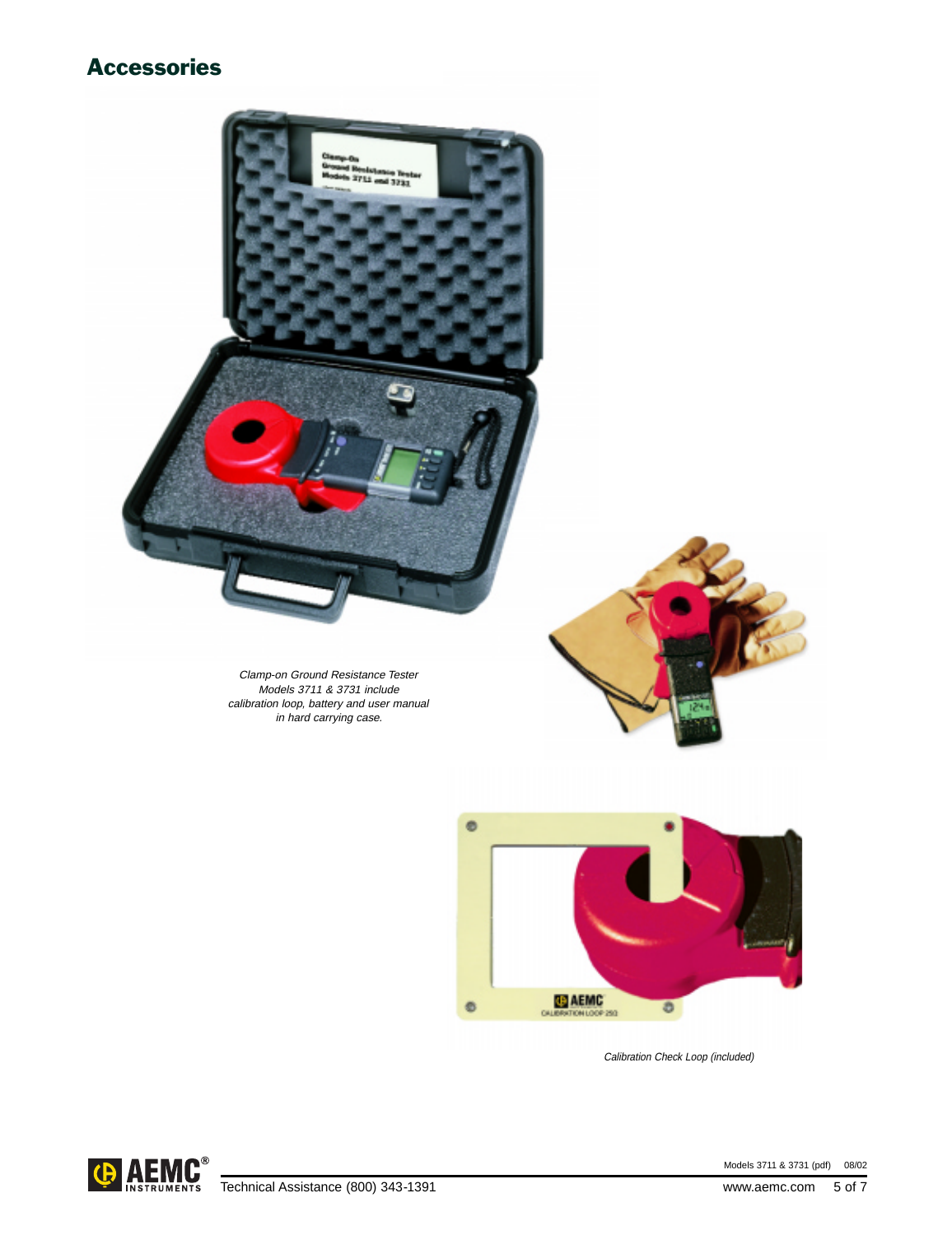## Accessories

*Clamp-on Ground Resistance Tester Models 3711 & 3731 include calibration loop, battery and user manual in hard carrying case.*

*Calibration Check Loop (included)*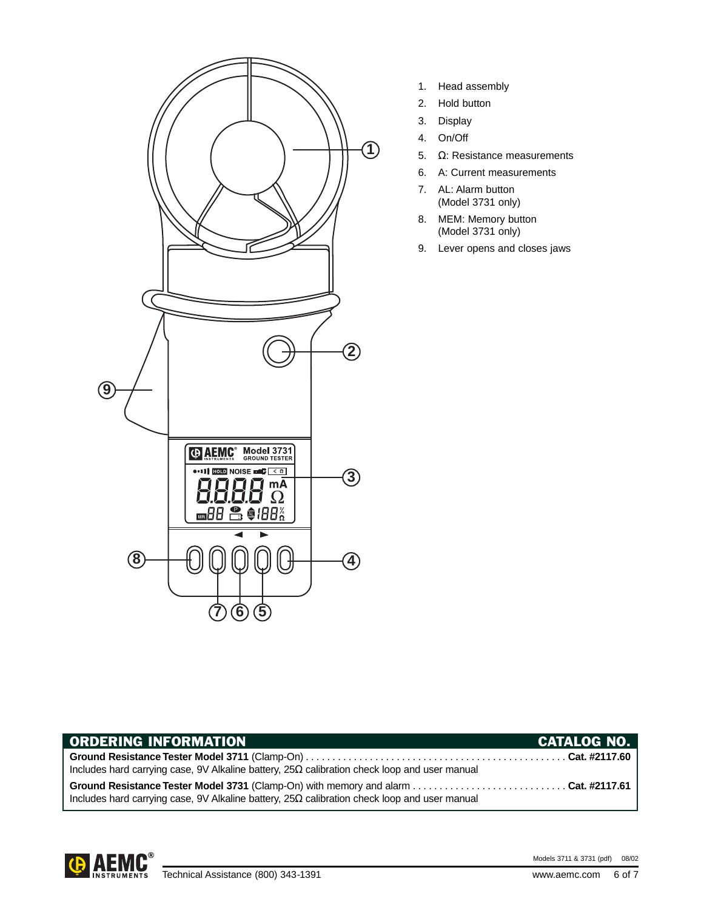1. Head assembly
2. Hold button
3. Display
4. On/Off
5. Ω: Resistance measurements
6. A: Current measurements
7. AL: Alarm button (Model 3731 only)
8. MEM: Memory button (Model 3731 only)
9. Lever opens and closes jaws

| ORDERING INFORMATION | CATALOG NO. |
|---|---|
| **Ground Resistance Tester Model 3711** (Clamp-On)<br>Includes hard carrying case, 9V Alkaline battery, 25Ω calibration check loop and user manual | **Cat. #2117.60** |
| **Ground Resistance Tester Model 3731** (Clamp-On) with memory and alarm<br>Includes hard carrying case, 9V Alkaline battery, 25Ω calibration check loop and user manual | **Cat. #2117.61** |

Technical Assistance (800) 343-1391

www.aemc.com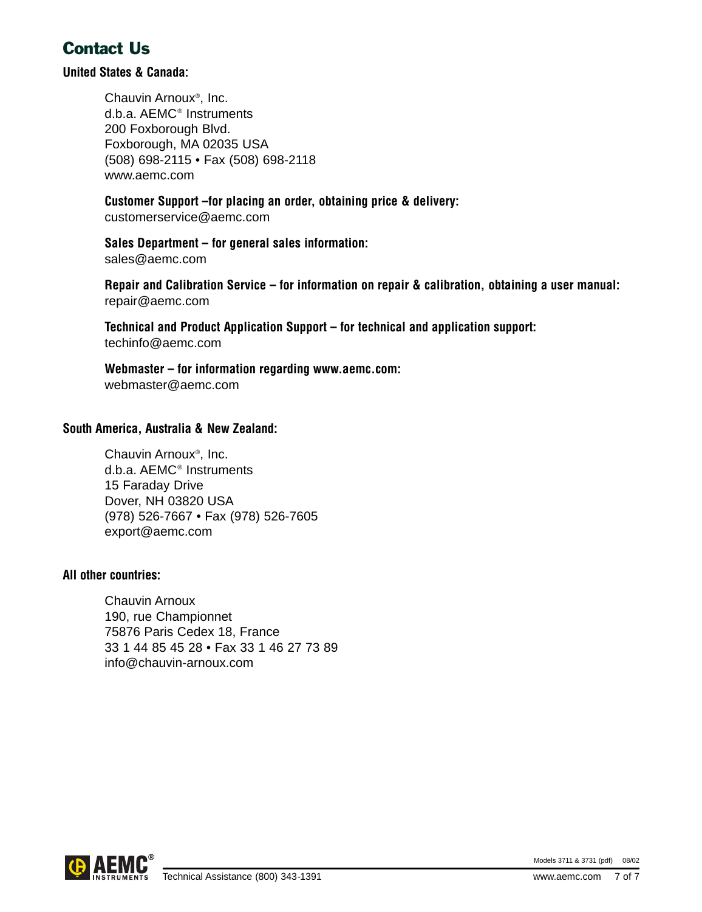## Contact Us

**United States & Canada:**

Chauvin Arnoux®, Inc.
d.b.a. AEMC® Instruments
200 Foxborough Blvd.
Foxborough, MA 02035 USA
(508) 698-2115 • Fax (508) 698-2118
www.aemc.com

**Customer Support –for placing an order, obtaining price & delivery:**
customerservice@aemc.com

**Sales Department – for general sales information:**
sales@aemc.com

**Repair and Calibration Service – for information on repair & calibration, obtaining a user manual:**
repair@aemc.com

**Technical and Product Application Support – for technical and application support:**
techinfo@aemc.com

**Webmaster – for information regarding www.aemc.com:**
webmaster@aemc.com

**South America, Australia & New Zealand:**

Chauvin Arnoux®, Inc.
d.b.a. AEMC® Instruments
15 Faraday Drive
Dover, NH 03820 USA
(978) 526-7667 • Fax (978) 526-7605
export@aemc.com

**All other countries:**

Chauvin Arnoux
190, rue Championnet
75876 Paris Cedex 18, France
33 1 44 85 45 28 • Fax 33 1 46 27 73 89
info@chauvin-arnoux.com

Technical Assistance (800) 343-1391